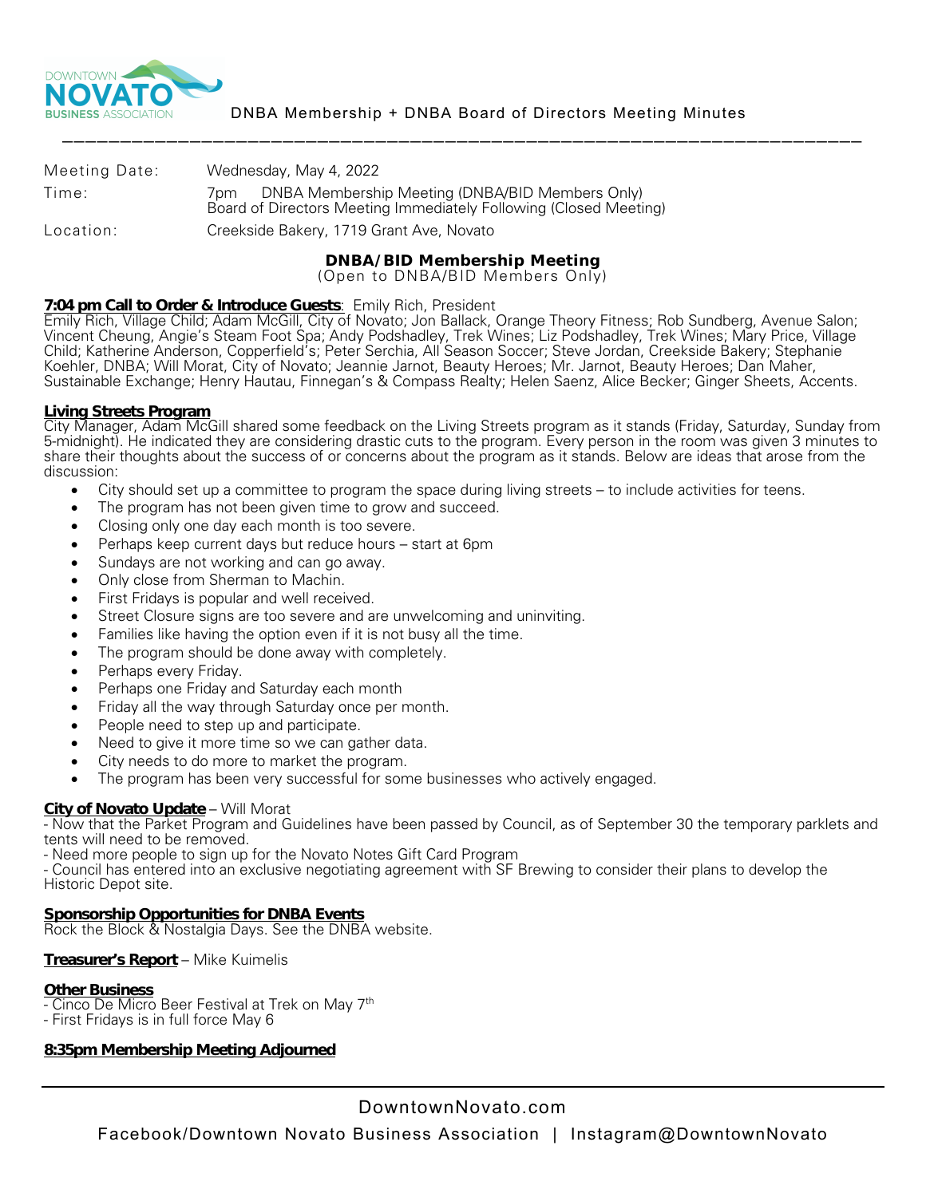DNBA Membership + DNBA Board of Directors Meeting Minutes

---

| | |
|---|---|
| Meeting Date: | Wednesday, May 4, 2022 |
| Time: | 7pm DNBA Membership Meeting (DNBA/BID Members Only)<br>Board of Directors Meeting Immediately Following (Closed Meeting) |
| Location: | Creekside Bakery, 1719 Grant Ave, Novato |

## DNBA/BID Membership Meeting

(Open to DNBA/BID Members Only)

**7:04 pm Call to Order & Introduce Guests**: Emily Rich, President

Emily Rich, Village Child; Adam McGill, City of Novato; Jon Ballack, Orange Theory Fitness; Rob Sundberg, Avenue Salon; Vincent Cheung, Angie's Steam Foot Spa; Andy Podshadley, Trek Wines; Liz Podshadley, Trek Wines; Mary Price, Village Child; Katherine Anderson, Copperfield's; Peter Serchia, All Season Soccer; Steve Jordan, Creekside Bakery; Stephanie Koehler, DNBA; Will Morat, City of Novato; Jeannie Jarnot, Beauty Heroes; Mr. Jarnot, Beauty Heroes; Dan Maher, Sustainable Exchange; Henry Hautau, Finnegan's & Compass Realty; Helen Saenz, Alice Becker; Ginger Sheets, Accents.

**Living Streets Program**

City Manager, Adam McGill shared some feedback on the Living Streets program as it stands (Friday, Saturday, Sunday from 5-midnight). He indicated they are considering drastic cuts to the program. Every person in the room was given 3 minutes to share their thoughts about the success of or concerns about the program as it stands. Below are ideas that arose from the discussion:

- City should set up a committee to program the space during living streets – to include activities for teens.
- The program has not been given time to grow and succeed.
- Closing only one day each month is too severe.
- Perhaps keep current days but reduce hours – start at 6pm
- Sundays are not working and can go away.
- Only close from Sherman to Machin.
- First Fridays is popular and well received.
- Street Closure signs are too severe and are unwelcoming and uninviting.
- Families like having the option even if it is not busy all the time.
- The program should be done away with completely.
- Perhaps every Friday.
- Perhaps one Friday and Saturday each month
- Friday all the way through Saturday once per month.
- People need to step up and participate.
- Need to give it more time so we can gather data.
- City needs to do more to market the program.
- The program has been very successful for some businesses who actively engaged.

**City of Novato Update** – Will Morat

- Now that the Parket Program and Guidelines have been passed by Council, as of September 30 the temporary parklets and tents will need to be removed.
- Need more people to sign up for the Novato Notes Gift Card Program
- Council has entered into an exclusive negotiating agreement with SF Brewing to consider their plans to develop the Historic Depot site.

**Sponsorship Opportunities for DNBA Events**

Rock the Block & Nostalgia Days. See the DNBA website.

**Treasurer's Report** – Mike Kuimelis

**Other Business**

- Cinco De Micro Beer Festival at Trek on May 7th
- First Fridays is in full force May 6

**8:35pm Membership Meeting Adjourned**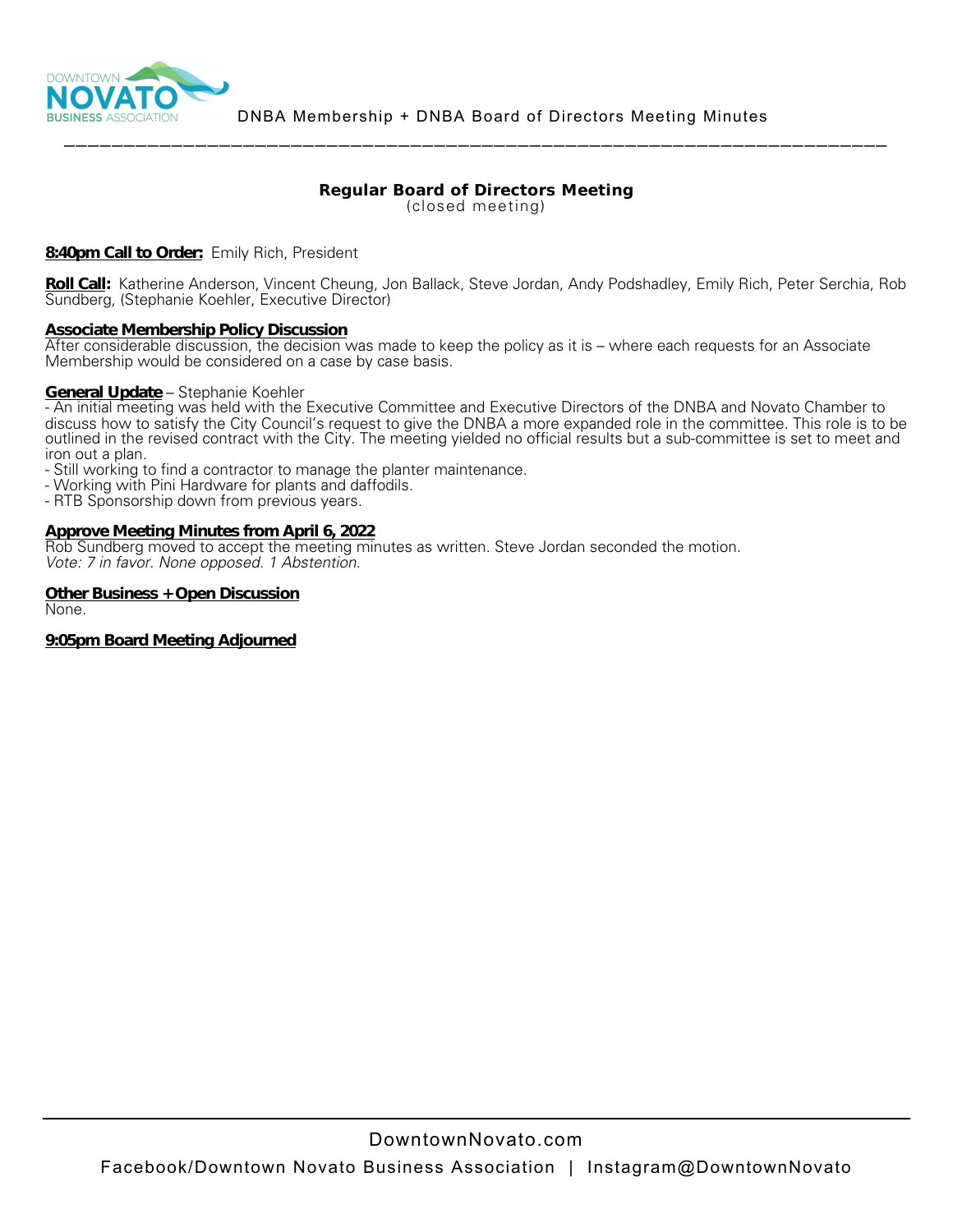DNBA Membership + DNBA Board of Directors Meeting Minutes

## Regular Board of Directors Meeting

(closed meeting)

**8:40pm Call to Order:** Emily Rich, President

**Roll Call:** Katherine Anderson, Vincent Cheung, Jon Ballack, Steve Jordan, Andy Podshadley, Emily Rich, Peter Serchia, Rob Sundberg, (Stephanie Koehler, Executive Director)

**Associate Membership Policy Discussion**
After considerable discussion, the decision was made to keep the policy as it is – where each requests for an Associate Membership would be considered on a case by case basis.

**General Update** – Stephanie Koehler
- An initial meeting was held with the Executive Committee and Executive Directors of the DNBA and Novato Chamber to discuss how to satisfy the City Council's request to give the DNBA a more expanded role in the committee. This role is to be outlined in the revised contract with the City. The meeting yielded no official results but a sub-committee is set to meet and iron out a plan.
- Still working to find a contractor to manage the planter maintenance.
- Working with Pini Hardware for plants and daffodils.
- RTB Sponsorship down from previous years.

**Approve Meeting Minutes from April 6, 2022**
Rob Sundberg moved to accept the meeting minutes as written. Steve Jordan seconded the motion.
*Vote: 7 in favor. None opposed. 1 Abstention.*

**Other Business + Open Discussion**
None.

**9:05pm Board Meeting Adjourned**

DowntownNovato.com

Facebook/Downtown Novato Business Association | Instagram@DowntownNovato